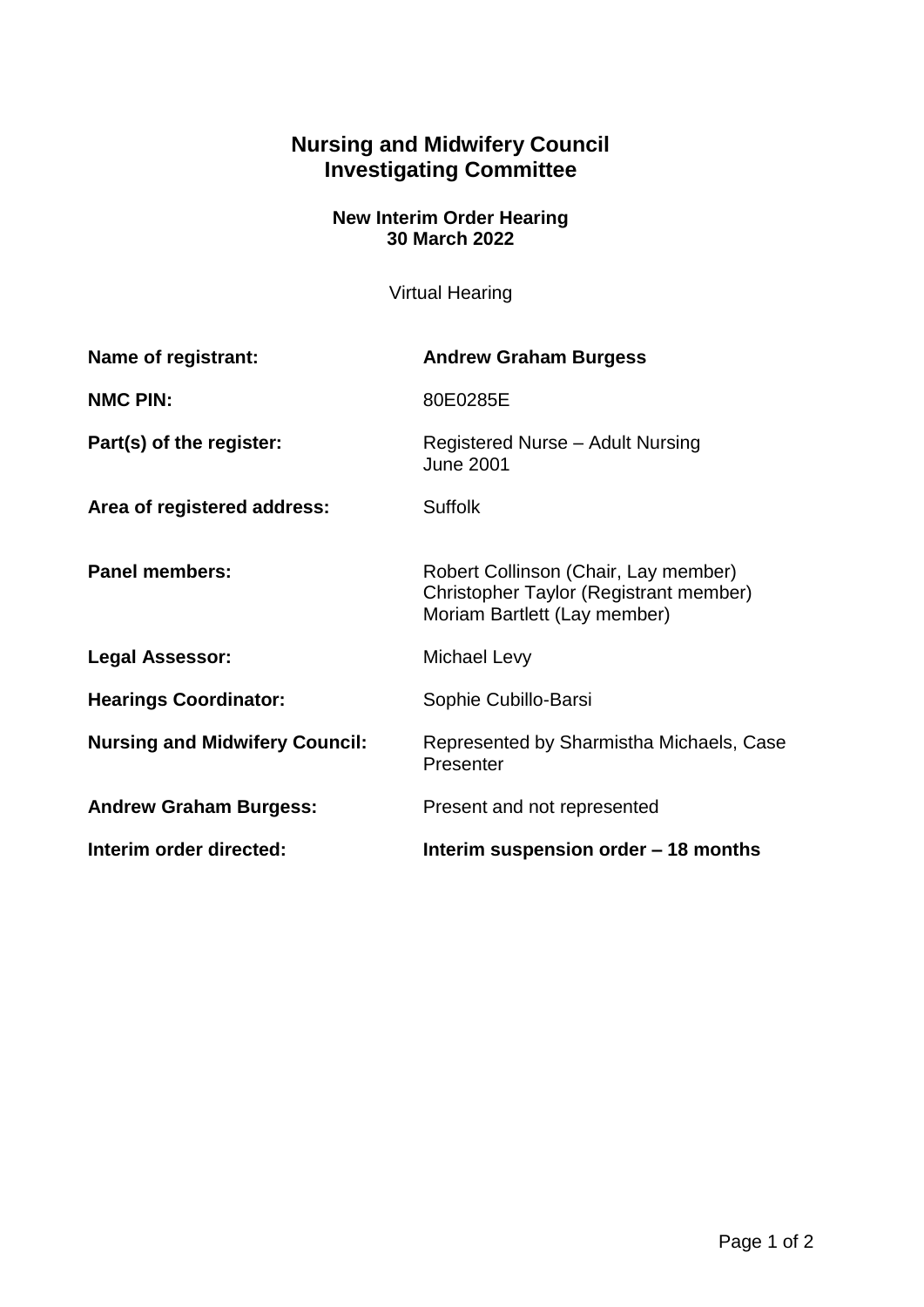# Nursing and Midwifery Council
# Investigating Committee

### New Interim Order Hearing
### 30 March 2022

Virtual Hearing

| | |
|---|---|
| **Name of registrant:** | **Andrew Graham Burgess** |
| **NMC PIN:** | 80E0285E |
| **Part(s) of the register:** | Registered Nurse – Adult Nursing<br>June 2001 |
| **Area of registered address:** | Suffolk |
| **Panel members:** | Robert Collinson (Chair, Lay member)<br>Christopher Taylor (Registrant member)<br>Moriam Bartlett (Lay member) |
| **Legal Assessor:** | Michael Levy |
| **Hearings Coordinator:** | Sophie Cubillo-Barsi |
| **Nursing and Midwifery Council:** | Represented by Sharmistha Michaels, Case Presenter |
| **Andrew Graham Burgess:** | Present and not represented |
| **Interim order directed:** | **Interim suspension order – 18 months** |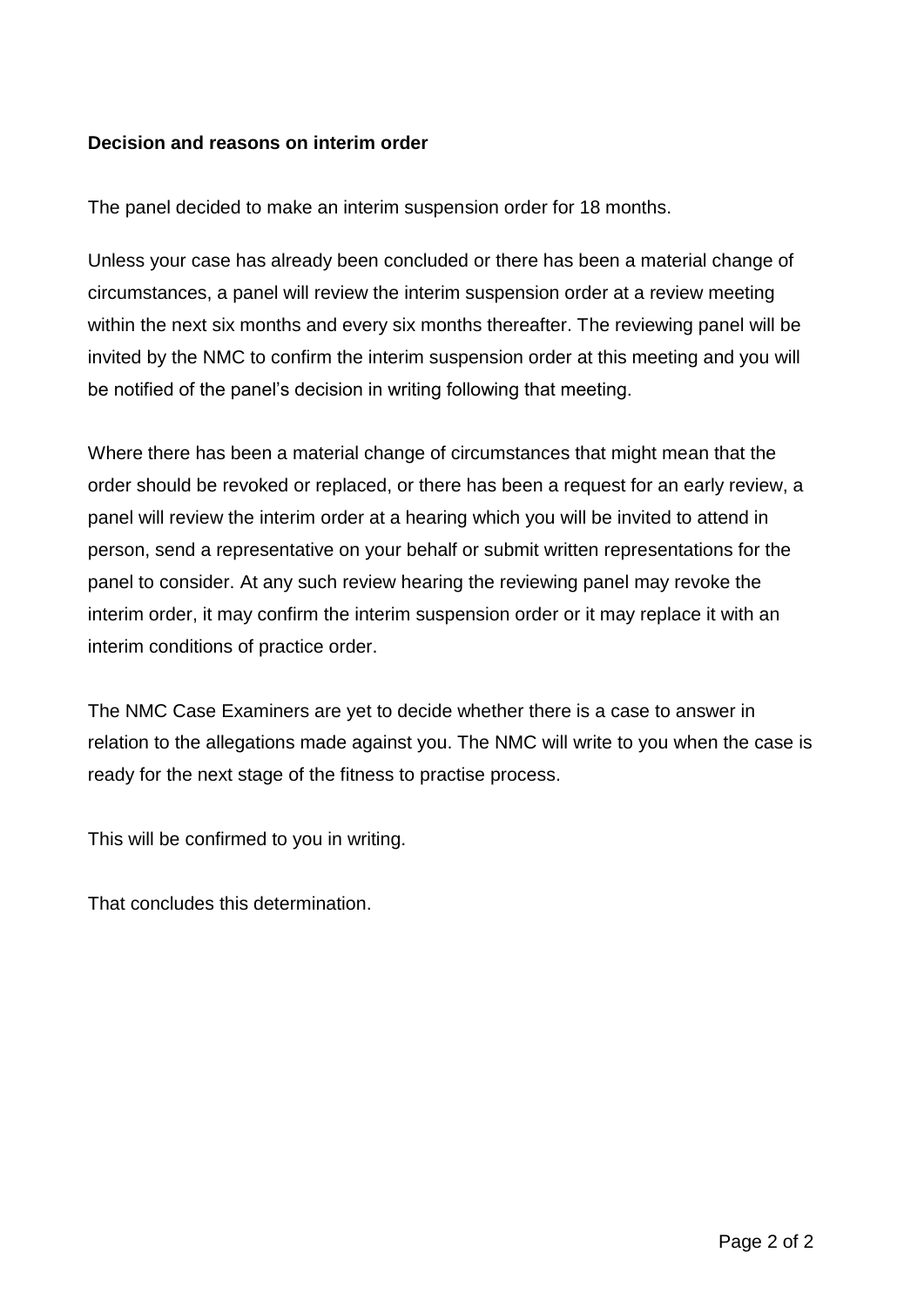**Decision and reasons on interim order**

The panel decided to make an interim suspension order for 18 months.

Unless your case has already been concluded or there has been a material change of circumstances, a panel will review the interim suspension order at a review meeting within the next six months and every six months thereafter. The reviewing panel will be invited by the NMC to confirm the interim suspension order at this meeting and you will be notified of the panel's decision in writing following that meeting.

Where there has been a material change of circumstances that might mean that the order should be revoked or replaced, or there has been a request for an early review, a panel will review the interim order at a hearing which you will be invited to attend in person, send a representative on your behalf or submit written representations for the panel to consider. At any such review hearing the reviewing panel may revoke the interim order, it may confirm the interim suspension order or it may replace it with an interim conditions of practice order.

The NMC Case Examiners are yet to decide whether there is a case to answer in relation to the allegations made against you. The NMC will write to you when the case is ready for the next stage of the fitness to practise process.

This will be confirmed to you in writing.

That concludes this determination.